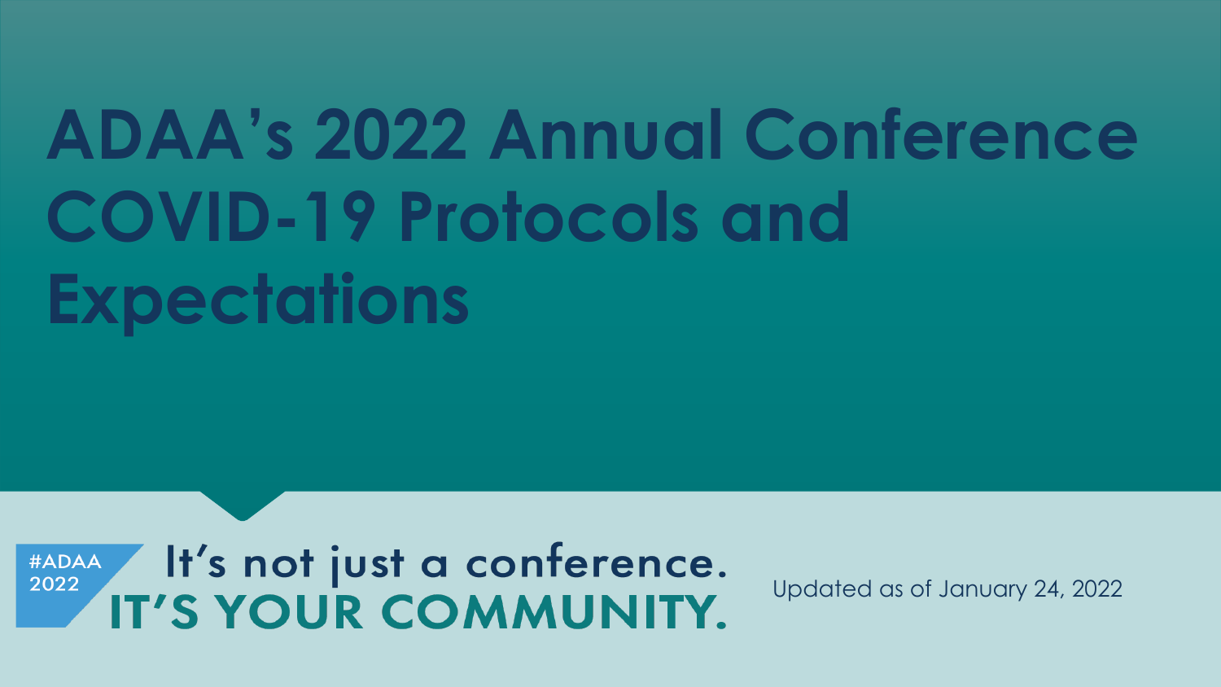# ADAA's 2022 Annual Conference COVID-19 Protocols and Expectations

#ADAA 2022

It's not just a conference.
**IT'S YOUR COMMUNITY.**

Updated as of January 24, 2022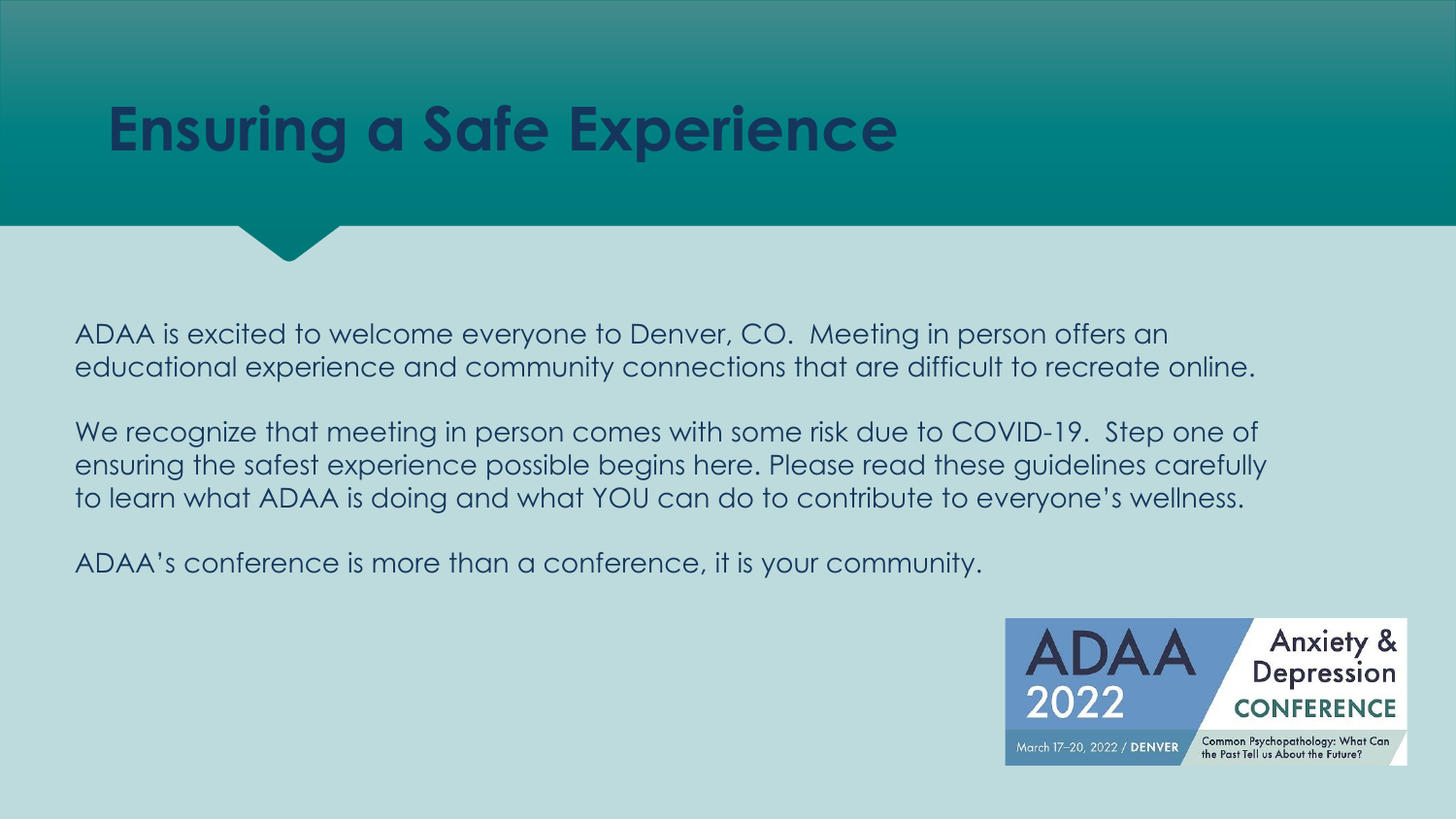# Ensuring a Safe Experience

ADAA is excited to welcome everyone to Denver, CO. Meeting in person offers an educational experience and community connections that are difficult to recreate online.

We recognize that meeting in person comes with some risk due to COVID-19. Step one of ensuring the safest experience possible begins here. Please read these guidelines carefully to learn what ADAA is doing and what YOU can do to contribute to everyone's wellness.

ADAA's conference is more than a conference, it is your community.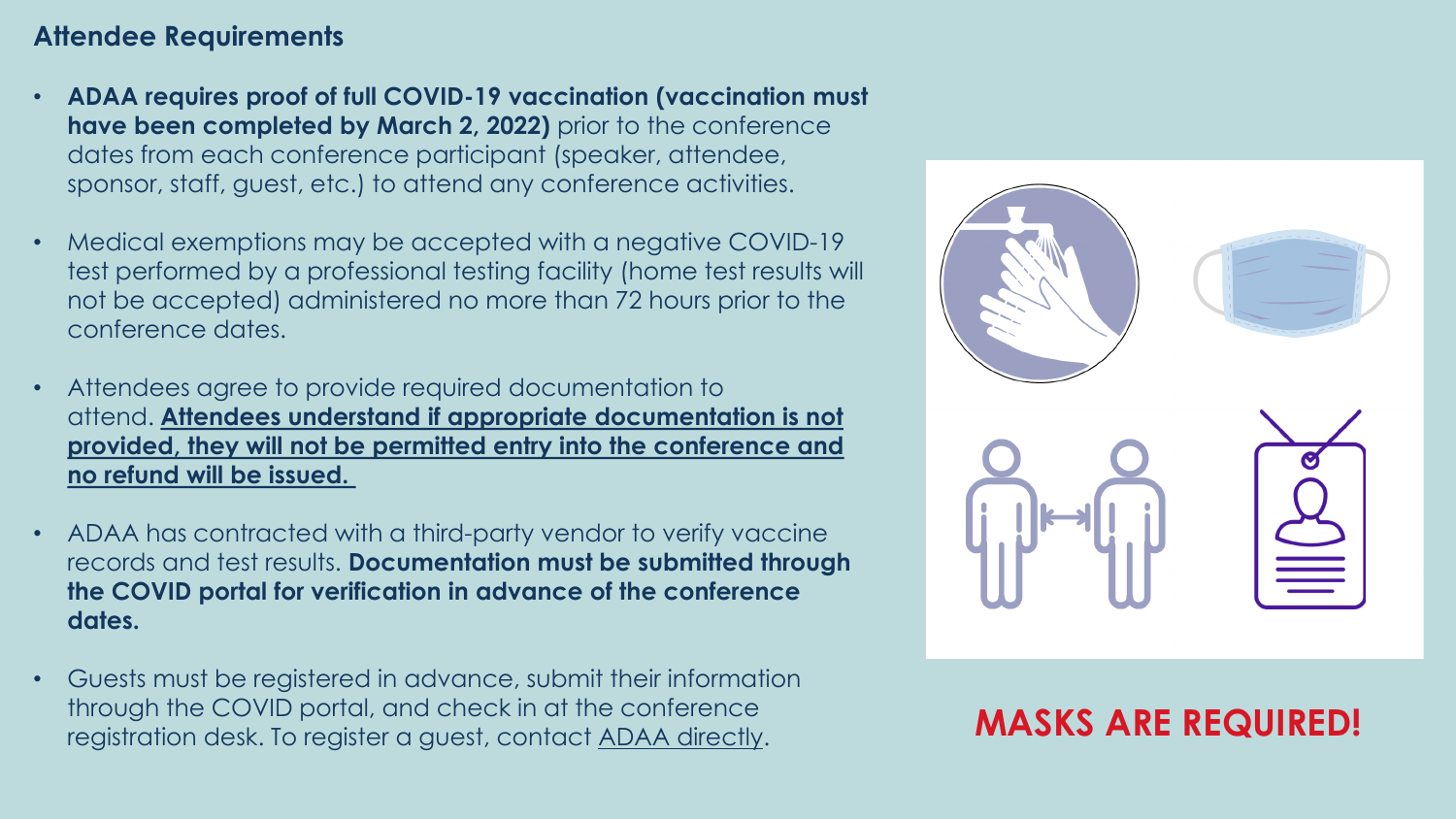## Attendee Requirements

- **ADAA requires proof of full COVID-19 vaccination (vaccination must have been completed by March 2, 2022)** prior to the conference dates from each conference participant (speaker, attendee, sponsor, staff, guest, etc.) to attend any conference activities.
- Medical exemptions may be accepted with a negative COVID-19 test performed by a professional testing facility (home test results will not be accepted) administered no more than 72 hours prior to the conference dates.
- Attendees agree to provide required documentation to attend. **Attendees understand if appropriate documentation is not provided, they will not be permitted entry into the conference and no refund will be issued.**
- ADAA has contracted with a third-party vendor to verify vaccine records and test results. **Documentation must be submitted through the COVID portal for verification in advance of the conference dates.**
- Guests must be registered in advance, submit their information through the COVID portal, and check in at the conference registration desk. To register a guest, contact ADAA directly.

**MASKS ARE REQUIRED!**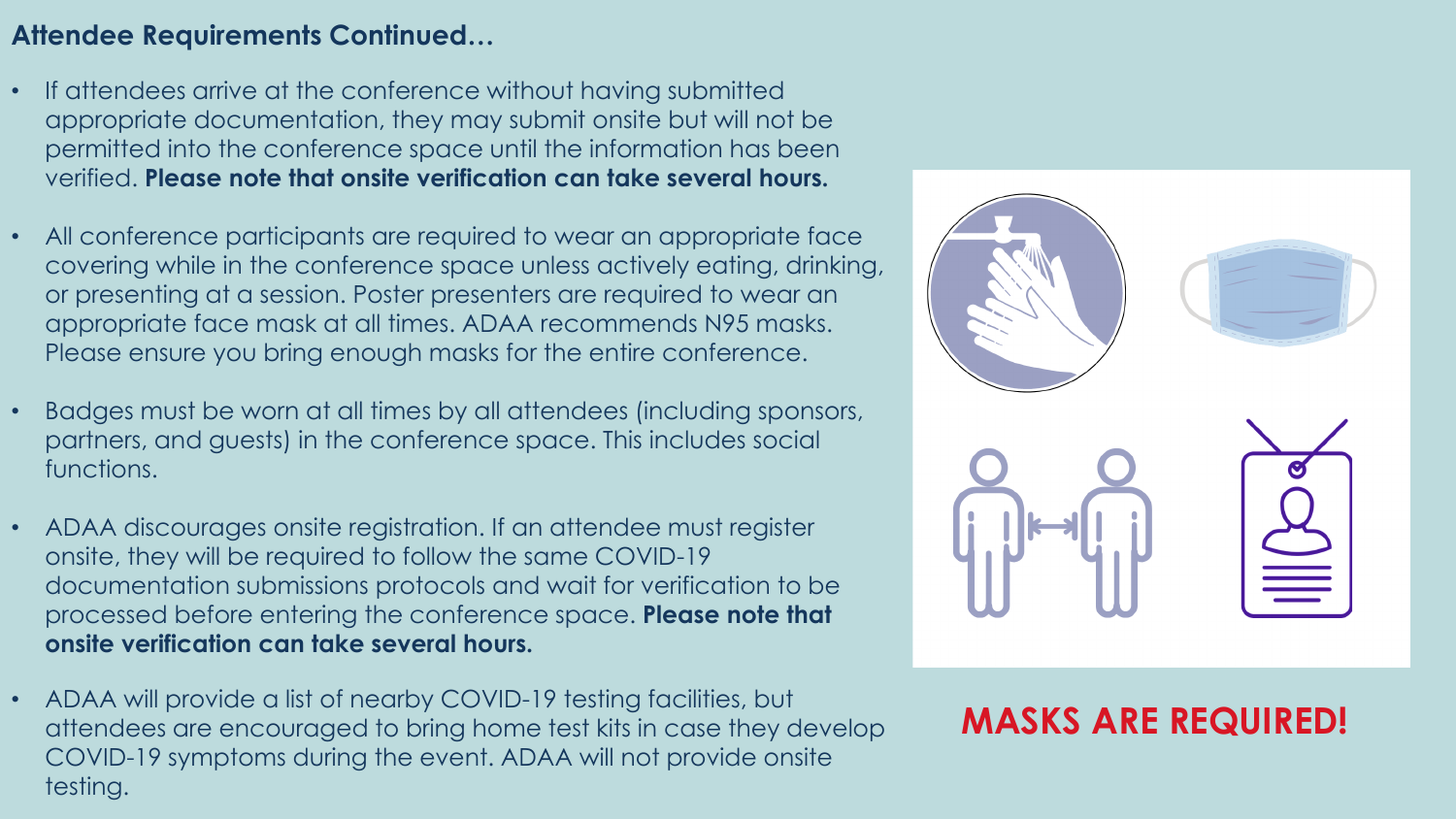## Attendee Requirements Continued…

- If attendees arrive at the conference without having submitted appropriate documentation, they may submit onsite but will not be permitted into the conference space until the information has been verified. **Please note that onsite verification can take several hours.**

- All conference participants are required to wear an appropriate face covering while in the conference space unless actively eating, drinking, or presenting at a session. Poster presenters are required to wear an appropriate face mask at all times. ADAA recommends N95 masks. Please ensure you bring enough masks for the entire conference.

- Badges must be worn at all times by all attendees (including sponsors, partners, and guests) in the conference space. This includes social functions.

- ADAA discourages onsite registration. If an attendee must register onsite, they will be required to follow the same COVID-19 documentation submissions protocols and wait for verification to be processed before entering the conference space. **Please note that onsite verification can take several hours.**

- ADAA will provide a list of nearby COVID-19 testing facilities, but attendees are encouraged to bring home test kits in case they develop COVID-19 symptoms during the event. ADAA will not provide onsite testing.

**MASKS ARE REQUIRED!**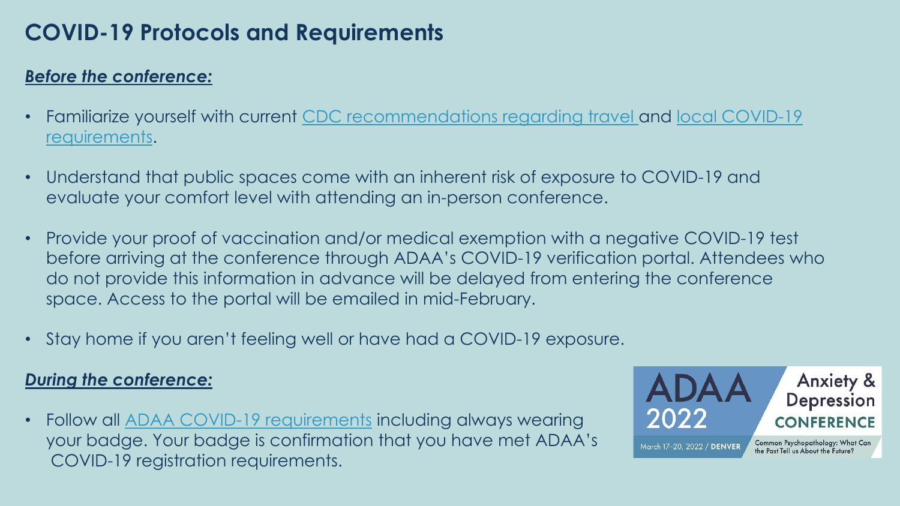# COVID-19 Protocols and Requirements

***Before the conference:***

- Familiarize yourself with current CDC recommendations regarding travel and local COVID-19 requirements.
- Understand that public spaces come with an inherent risk of exposure to COVID-19 and evaluate your comfort level with attending an in-person conference.
- Provide your proof of vaccination and/or medical exemption with a negative COVID-19 test before arriving at the conference through ADAA's COVID-19 verification portal. Attendees who do not provide this information in advance will be delayed from entering the conference space. Access to the portal will be emailed in mid-February.
- Stay home if you aren't feeling well or have had a COVID-19 exposure.

***During the conference:***

- Follow all ADAA COVID-19 requirements including always wearing your badge. Your badge is confirmation that you have met ADAA's COVID-19 registration requirements.

ADAA 2022 Anxiety & Depression CONFERENCE

March 17–20, 2022 / DENVER

Common Psychopathology: What Can the Past Tell us About the Future?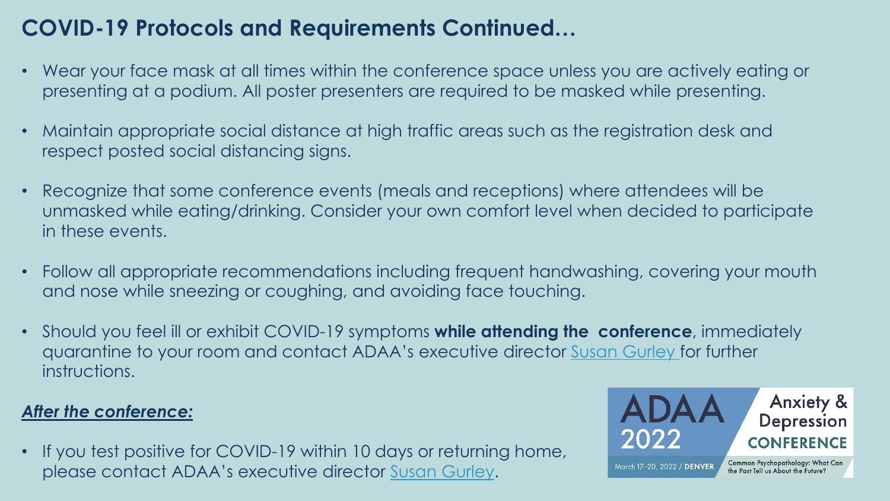# COVID-19 Protocols and Requirements Continued…

- Wear your face mask at all times within the conference space unless you are actively eating or presenting at a podium. All poster presenters are required to be masked while presenting.
- Maintain appropriate social distance at high traffic areas such as the registration desk and respect posted social distancing signs.
- Recognize that some conference events (meals and receptions) where attendees will be unmasked while eating/drinking. Consider your own comfort level when decided to participate in these events.
- Follow all appropriate recommendations including frequent handwashing, covering your mouth and nose while sneezing or coughing, and avoiding face touching.
- Should you feel ill or exhibit COVID-19 symptoms **while attending the conference**, immediately quarantine to your room and contact ADAA's executive director Susan Gurley for further instructions.

***After the conference:***

- If you test positive for COVID-19 within 10 days or returning home, please contact ADAA's executive director Susan Gurley.

ADAA 2022 Anxiety & Depression CONFERENCE

March 17–20, 2022 / DENVER

Common Psychopathology: What Can the Past Tell us About the Future?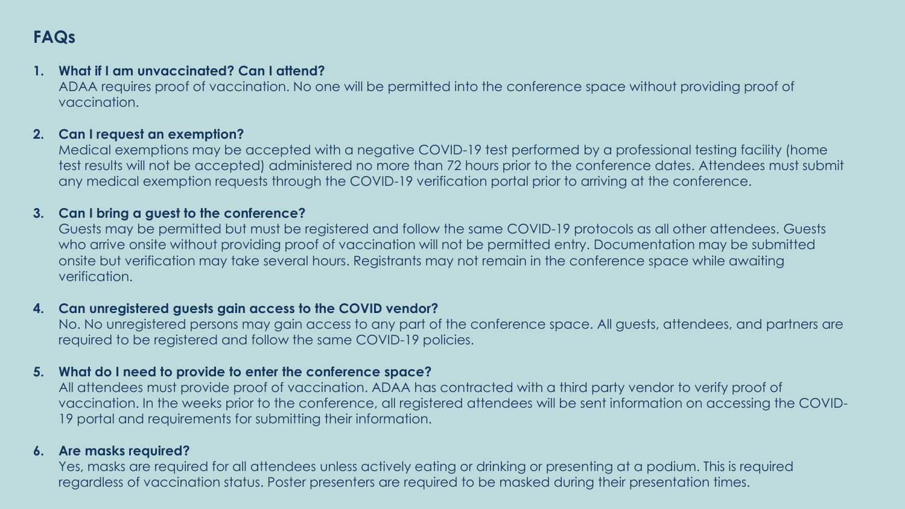## FAQs

1. **What if I am unvaccinated? Can I attend?**
   ADAA requires proof of vaccination. No one will be permitted into the conference space without providing proof of vaccination.

2. **Can I request an exemption?**
   Medical exemptions may be accepted with a negative COVID-19 test performed by a professional testing facility (home test results will not be accepted) administered no more than 72 hours prior to the conference dates. Attendees must submit any medical exemption requests through the COVID-19 verification portal prior to arriving at the conference.

3. **Can I bring a guest to the conference?**
   Guests may be permitted but must be registered and follow the same COVID-19 protocols as all other attendees. Guests who arrive onsite without providing proof of vaccination will not be permitted entry. Documentation may be submitted onsite but verification may take several hours. Registrants may not remain in the conference space while awaiting verification.

4. **Can unregistered guests gain access to the COVID vendor?**
   No. No unregistered persons may gain access to any part of the conference space. All guests, attendees, and partners are required to be registered and follow the same COVID-19 policies.

5. **What do I need to provide to enter the conference space?**
   All attendees must provide proof of vaccination. ADAA has contracted with a third party vendor to verify proof of vaccination. In the weeks prior to the conference, all registered attendees will be sent information on accessing the COVID-19 portal and requirements for submitting their information.

6. **Are masks required?**
   Yes, masks are required for all attendees unless actively eating or drinking or presenting at a podium. This is required regardless of vaccination status. Poster presenters are required to be masked during their presentation times.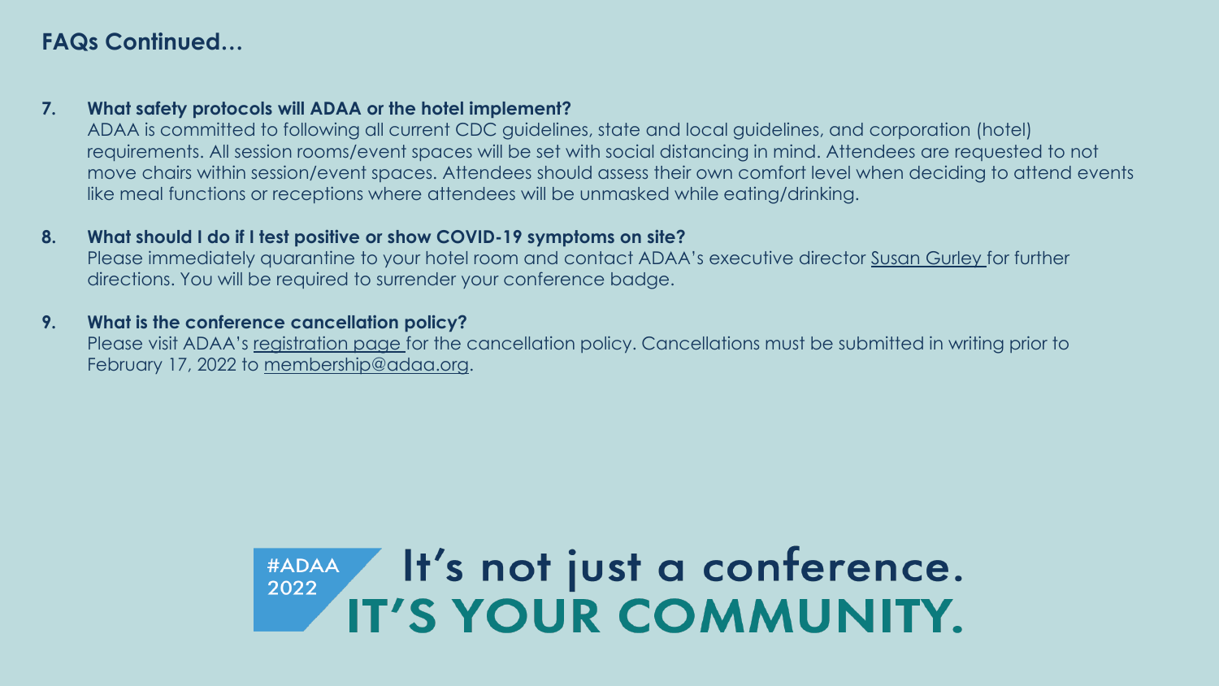## FAQs Continued…

7. **What safety protocols will ADAA or the hotel implement?**
   ADAA is committed to following all current CDC guidelines, state and local guidelines, and corporation (hotel) requirements. All session rooms/event spaces will be set with social distancing in mind. Attendees are requested to not move chairs within session/event spaces. Attendees should assess their own comfort level when deciding to attend events like meal functions or receptions where attendees will be unmasked while eating/drinking.

8. **What should I do if I test positive or show COVID-19 symptoms on site?**
   Please immediately quarantine to your hotel room and contact ADAA's executive director Susan Gurley for further directions. You will be required to surrender your conference badge.

9. **What is the conference cancellation policy?**
   Please visit ADAA's registration page for the cancellation policy. Cancellations must be submitted in writing prior to February 17, 2022 to membership@adaa.org.

#ADAA 2022

It's not just a conference.
IT'S YOUR COMMUNITY.